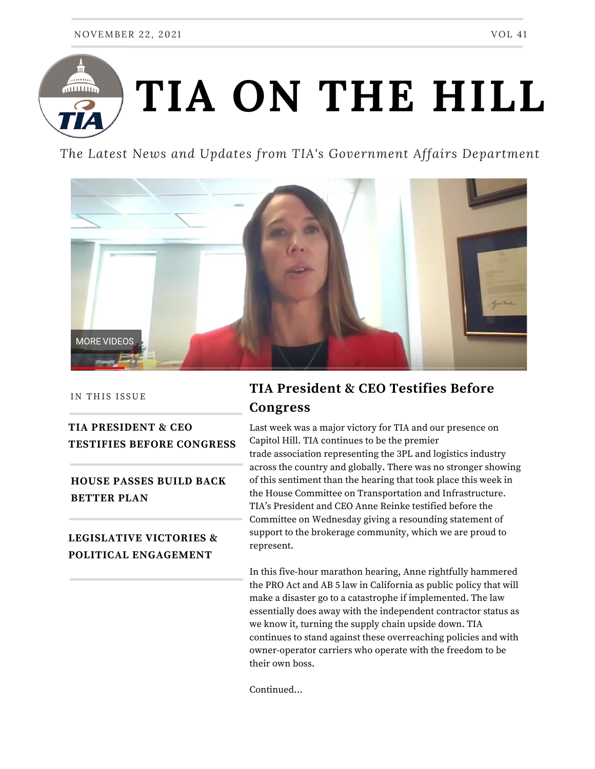NOVEMBER 22, 2021 VOL 41

# TIA ON THE HILL

*The Latest News and Updates from TIA's Government Affairs Department*

IN THIS ISSUE

**TIA PRESIDENT & CEO TESTIFIES BEFORE CONGRESS**

**HOUSE PASSES BUILD BACK BETTER PLAN**

**LEGISLATIVE VICTORIES & POLITICAL ENGAGEMENT**

## TIA President & CEO Testifies Before Congress

Last week was a major victory for TIA and our presence on Capitol Hill. TIA continues to be the premier trade association representing the 3PL and logistics industry across the country and globally. There was no stronger showing of this sentiment than the hearing that took place this week in the House Committee on Transportation and Infrastructure. TIA's President and CEO Anne Reinke testified before the Committee on Wednesday giving a resounding statement of support to the brokerage community, which we are proud to represent.

In this five-hour marathon hearing, Anne rightfully hammered the PRO Act and AB 5 law in California as public policy that will make a disaster go to a catastrophe if implemented. The law essentially does away with the independent contractor status as we know it, turning the supply chain upside down. TIA continues to stand against these overreaching policies and with owner-operator carriers who operate with the freedom to be their own boss.

Continued...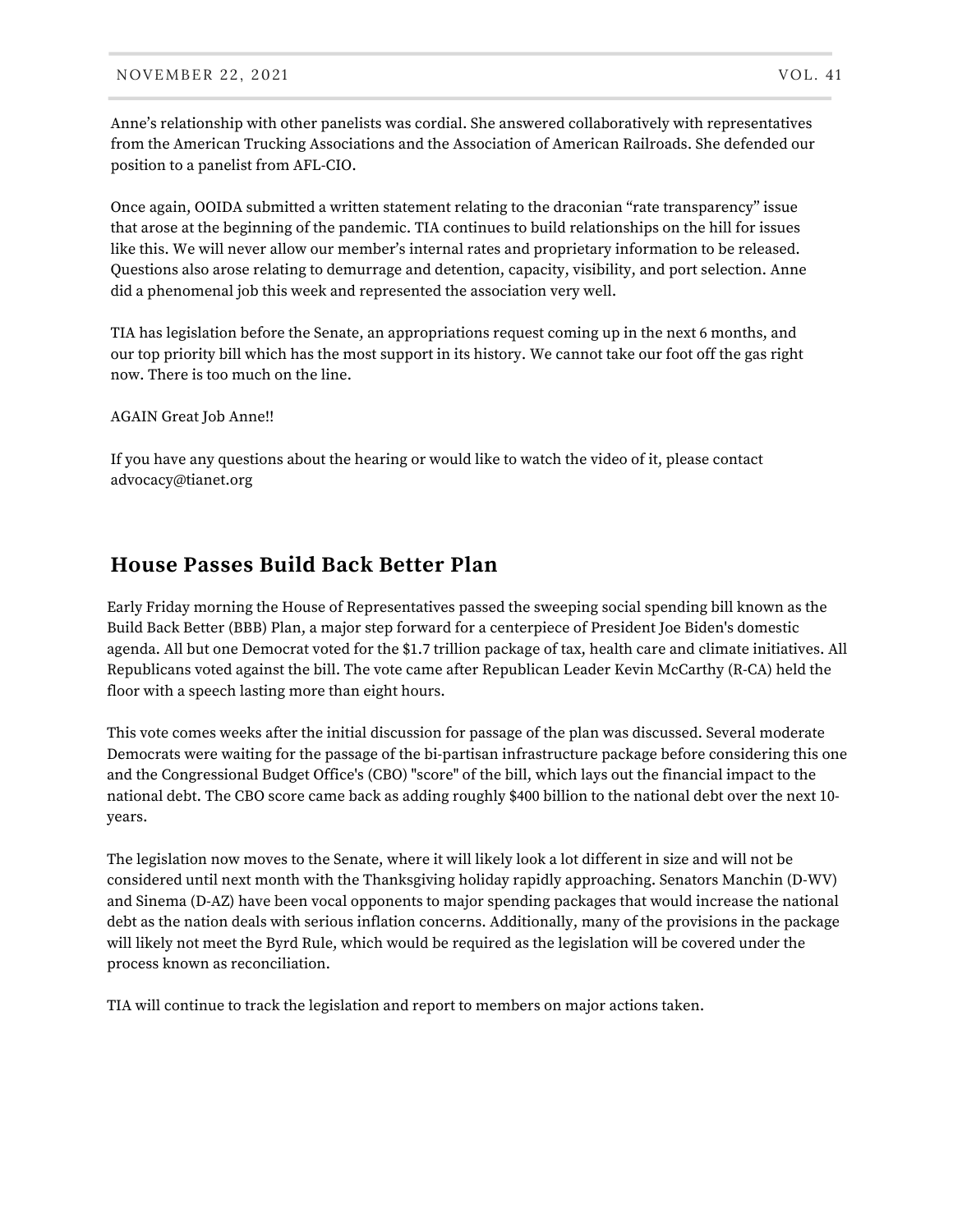Anne's relationship with other panelists was cordial. She answered collaboratively with representatives from the American Trucking Associations and the Association of American Railroads. She defended our position to a panelist from AFL-CIO.

Once again, OOIDA submitted a written statement relating to the draconian "rate transparency" issue that arose at the beginning of the pandemic. TIA continues to build relationships on the hill for issues like this. We will never allow our member's internal rates and proprietary information to be released. Questions also arose relating to demurrage and detention, capacity, visibility, and port selection. Anne did a phenomenal job this week and represented the association very well.

TIA has legislation before the Senate, an appropriations request coming up in the next 6 months, and our top priority bill which has the most support in its history. We cannot take our foot off the gas right now. There is too much on the line.

AGAIN Great Job Anne!!

If you have any questions about the hearing or would like to watch the video of it, please contact advocacy@tianet.org

## House Passes Build Back Better Plan

Early Friday morning the House of Representatives passed the sweeping social spending bill known as the Build Back Better (BBB) Plan, a major step forward for a centerpiece of President Joe Biden's domestic agenda. All but one Democrat voted for the $1.7 trillion package of tax, health care and climate initiatives. All Republicans voted against the bill. The vote came after Republican Leader Kevin McCarthy (R-CA) held the floor with a speech lasting more than eight hours.

This vote comes weeks after the initial discussion for passage of the plan was discussed. Several moderate Democrats were waiting for the passage of the bi-partisan infrastructure package before considering this one and the Congressional Budget Office's (CBO) "score" of the bill, which lays out the financial impact to the national debt. The CBO score came back as adding roughly $400 billion to the national debt over the next 10-years.

The legislation now moves to the Senate, where it will likely look a lot different in size and will not be considered until next month with the Thanksgiving holiday rapidly approaching. Senators Manchin (D-WV) and Sinema (D-AZ) have been vocal opponents to major spending packages that would increase the national debt as the nation deals with serious inflation concerns. Additionally, many of the provisions in the package will likely not meet the Byrd Rule, which would be required as the legislation will be covered under the process known as reconciliation.

TIA will continue to track the legislation and report to members on major actions taken.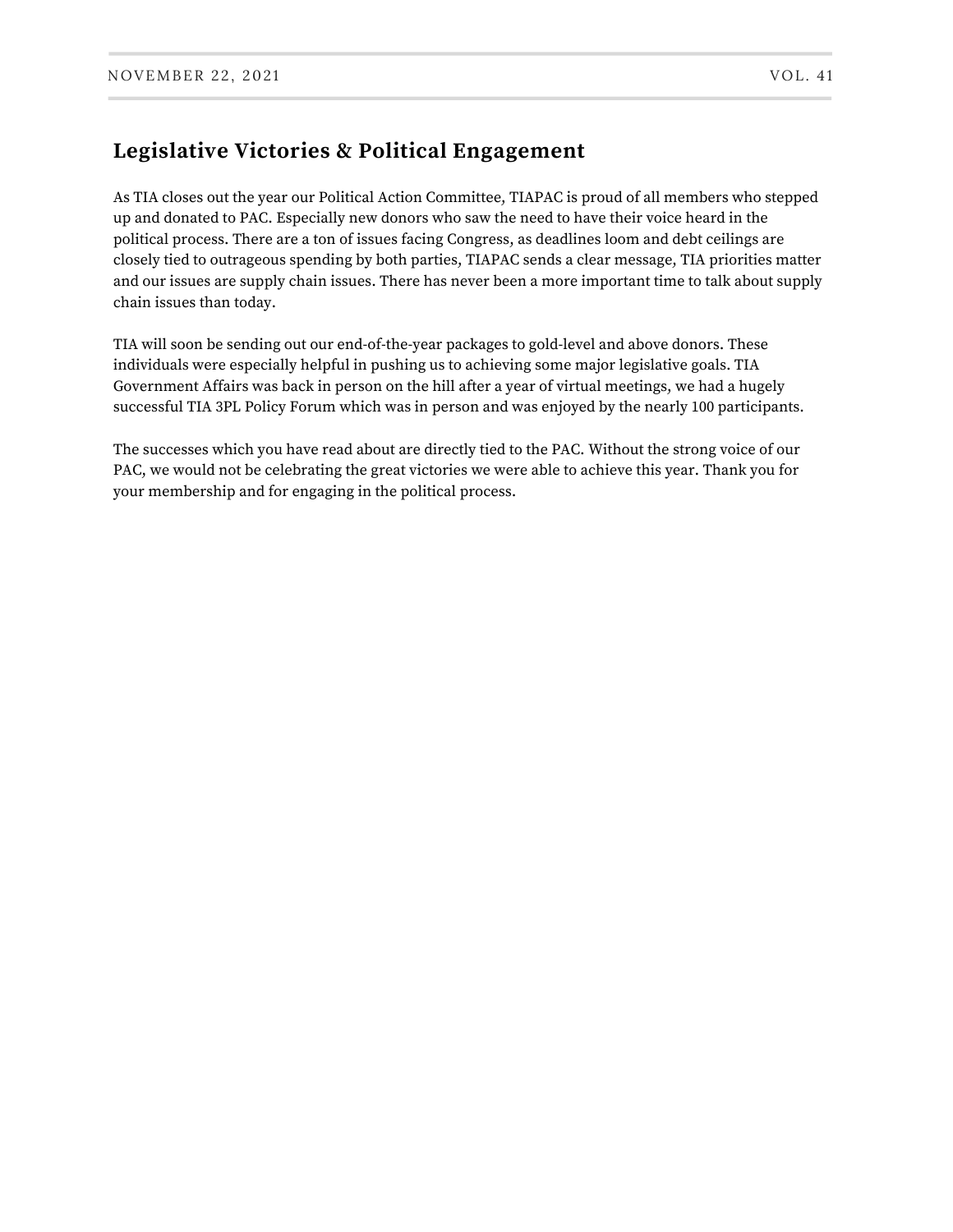## Legislative Victories & Political Engagement

As TIA closes out the year our Political Action Committee, TIAPAC is proud of all members who stepped up and donated to PAC. Especially new donors who saw the need to have their voice heard in the political process. There are a ton of issues facing Congress, as deadlines loom and debt ceilings are closely tied to outrageous spending by both parties, TIAPAC sends a clear message, TIA priorities matter and our issues are supply chain issues. There has never been a more important time to talk about supply chain issues than today.

TIA will soon be sending out our end-of-the-year packages to gold-level and above donors. These individuals were especially helpful in pushing us to achieving some major legislative goals. TIA Government Affairs was back in person on the hill after a year of virtual meetings, we had a hugely successful TIA 3PL Policy Forum which was in person and was enjoyed by the nearly 100 participants.

The successes which you have read about are directly tied to the PAC. Without the strong voice of our PAC, we would not be celebrating the great victories we were able to achieve this year. Thank you for your membership and for engaging in the political process.